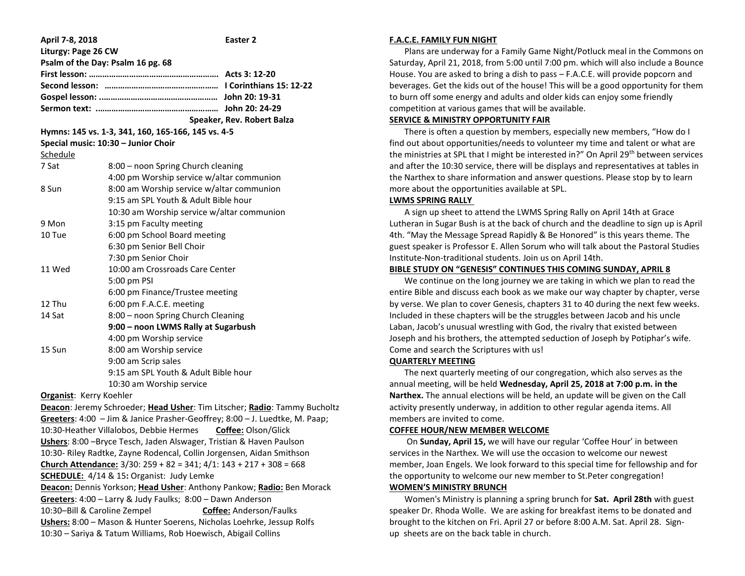**April 7-8, 2018 Easter 2**

**Liturgy: Page 26 CW**

**Psalm of the Day: Psalm 16 pg. 68**

**First lesson: ………………………………………………… Acts 3: 12-20**

**Second lesson: …………………………………………… I Corinthians 15: 12-22**

**Gospel lesson: …………………………………………… John 20: 19-31**

**Sermon text: ……………………………………………… John 20: 24-29**

**Speaker, Rev. Robert Balza**

**Hymns: 145 vs. 1-3, 341, 160, 165-166, 145 vs. 4-5**

**Special music: 10:30 – Junior Choir**

Schedule

| | |
|---|---|
| 7 Sat | 8:00 – noon Spring Church cleaning |
| | 4:00 pm Worship service w/altar communion |
| 8 Sun | 8:00 am Worship service w/altar communion |
| | 9:15 am SPL Youth & Adult Bible hour |
| | 10:30 am Worship service w/altar communion |
| 9 Mon | 3:15 pm Faculty meeting |
| 10 Tue | 6:00 pm School Board meeting |
| | 6:30 pm Senior Bell Choir |
| | 7:30 pm Senior Choir |
| 11 Wed | 10:00 am Crossroads Care Center |
| | 5:00 pm PSI |
| | 6:00 pm Finance/Trustee meeting |
| 12 Thu | 6:00 pm F.A.C.E. meeting |
| 14 Sat | 8:00 – noon Spring Church Cleaning |
| | **9:00 – noon LWMS Rally at Sugarbush** |
| | 4:00 pm Worship service |
| 15 Sun | 8:00 am Worship service |
| | 9:00 am Scrip sales |
| | 9:15 am SPL Youth & Adult Bible hour |
| | 10:30 am Worship service |

**Organist**: Kerry Koehler

**Deacon**: Jeremy Schroeder; **Head Usher**: Tim Litscher; **Radio**: Tammy Bucholtz

**Greeters**: 4:00 – Jim & Janice Prasher-Geoffrey; 8:00 – J. Luedtke, M. Paap; 10:30-Heather Villalobos, Debbie Hermes **Coffee:** Olson/Glick

**Ushers**: 8:00 –Bryce Tesch, Jaden Alswager, Tristian & Haven Paulson
10:30- Riley Radtke, Zayne Rodencal, Collin Jorgensen, Aidan Smithson

**Church Attendance:** 3/30: 259 + 82 = 341; 4/1: 143 + 217 + 308 = 668

**SCHEDULE:** 4/14 & 15**:** Organist: Judy Lemke

**Deacon:** Dennis Yorkson; **Head Usher**: Anthony Pankow; **Radio:** Ben Morack

**Greeters**: 4:00 – Larry & Judy Faulks; 8:00 – Dawn Anderson
10:30–Bill & Caroline Zempel **Coffee:** Anderson/Faulks

**Ushers:** 8:00 – Mason & Hunter Soerens, Nicholas Loehrke, Jessup Rolfs
10:30 – Sariya & Tatum Williams, Rob Hoewisch, Abigail Collins

**F.A.C.E. FAMILY FUN NIGHT**

Plans are underway for a Family Game Night/Potluck meal in the Commons on Saturday, April 21, 2018, from 5:00 until 7:00 pm. which will also include a Bounce House. You are asked to bring a dish to pass – F.A.C.E. will provide popcorn and beverages. Get the kids out of the house! This will be a good opportunity for them to burn off some energy and adults and older kids can enjoy some friendly competition at various games that will be available.

**SERVICE & MINISTRY OPPORTUNITY FAIR**

There is often a question by members, especially new members, "How do I find out about opportunities/needs to volunteer my time and talent or what are the ministries at SPL that I might be interested in?" On April 29th between services and after the 10:30 service, there will be displays and representatives at tables in the Narthex to share information and answer questions. Please stop by to learn more about the opportunities available at SPL.

**LWMS SPRING RALLY**

A sign up sheet to attend the LWMS Spring Rally on April 14th at Grace Lutheran in Sugar Bush is at the back of church and the deadline to sign up is April 4th. "May the Message Spread Rapidly & Be Honored" is this years theme. The guest speaker is Professor E. Allen Sorum who will talk about the Pastoral Studies Institute-Non-traditional students. Join us on April 14th.

**BIBLE STUDY ON "GENESIS" CONTINUES THIS COMING SUNDAY, APRIL 8**

We continue on the long journey we are taking in which we plan to read the entire Bible and discuss each book as we make our way chapter by chapter, verse by verse. We plan to cover Genesis, chapters 31 to 40 during the next few weeks. Included in these chapters will be the struggles between Jacob and his uncle Laban, Jacob's unusual wrestling with God, the rivalry that existed between Joseph and his brothers, the attempted seduction of Joseph by Potiphar's wife. Come and search the Scriptures with us!

**QUARTERLY MEETING**

The next quarterly meeting of our congregation, which also serves as the annual meeting, will be held **Wednesday, April 25, 2018 at 7:00 p.m. in the Narthex.** The annual elections will be held, an update will be given on the Call activity presently underway, in addition to other regular agenda items. All members are invited to come.

**COFFEE HOUR/NEW MEMBER WELCOME**

On **Sunday, April 15,** we will have our regular 'Coffee Hour' in between services in the Narthex. We will use the occasion to welcome our newest member, Joan Engels. We look forward to this special time for fellowship and for the opportunity to welcome our new member to St.Peter congregation!

**WOMEN'S MINISTRY BRUNCH**

Women's Ministry is planning a spring brunch for **Sat. April 28th** with guest speaker Dr. Rhoda Wolle. We are asking for breakfast items to be donated and brought to the kitchen on Fri. April 27 or before 8:00 A.M. Sat. April 28. Sign-up sheets are on the back table in church.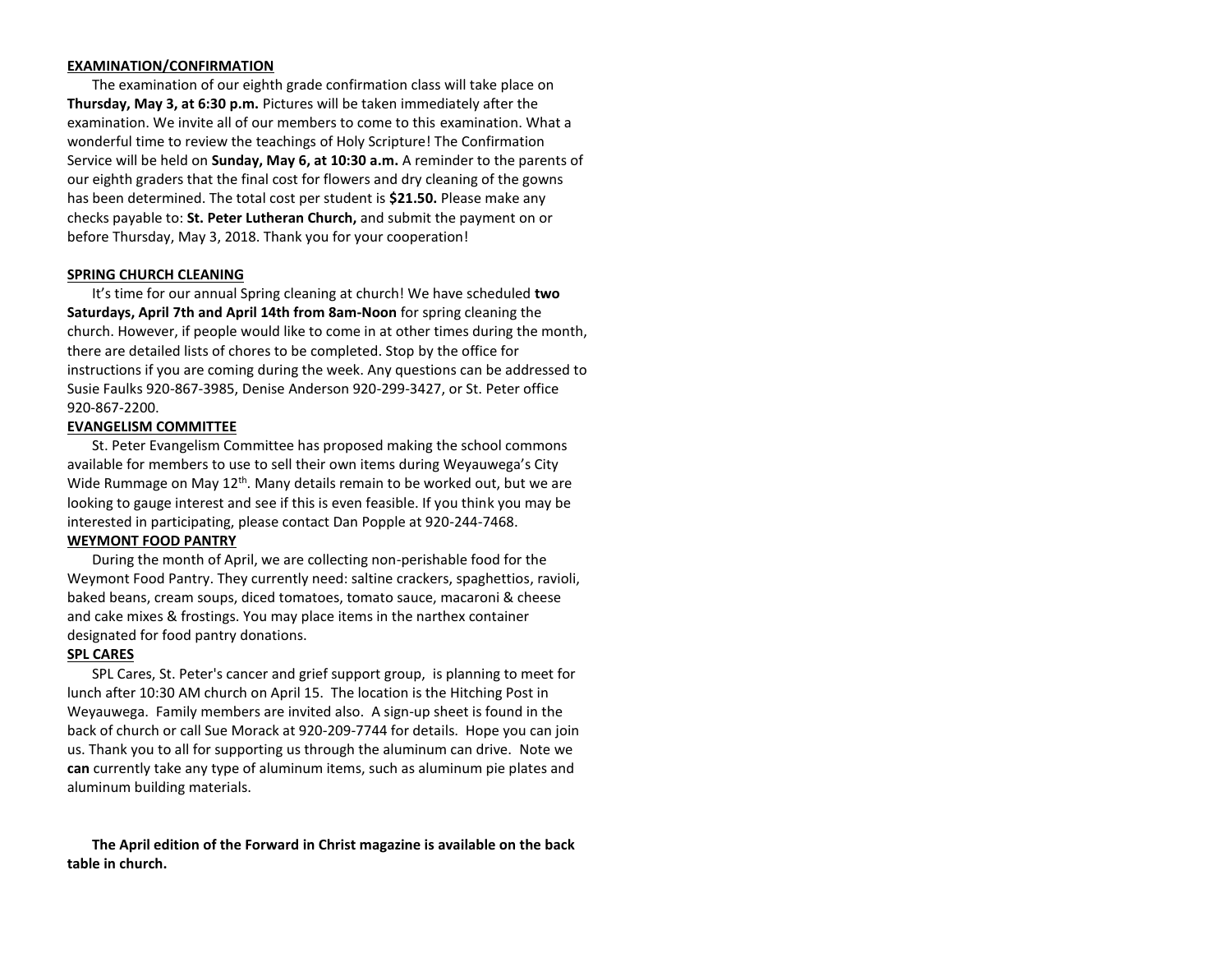**EXAMINATION/CONFIRMATION**

The examination of our eighth grade confirmation class will take place on **Thursday, May 3, at 6:30 p.m.** Pictures will be taken immediately after the examination. We invite all of our members to come to this examination. What a wonderful time to review the teachings of Holy Scripture! The Confirmation Service will be held on **Sunday, May 6, at 10:30 a.m.** A reminder to the parents of our eighth graders that the final cost for flowers and dry cleaning of the gowns has been determined. The total cost per student is **$21.50.** Please make any checks payable to: **St. Peter Lutheran Church,** and submit the payment on or before Thursday, May 3, 2018. Thank you for your cooperation!

**SPRING CHURCH CLEANING**

It's time for our annual Spring cleaning at church! We have scheduled **two Saturdays, April 7th and April 14th from 8am-Noon** for spring cleaning the church. However, if people would like to come in at other times during the month, there are detailed lists of chores to be completed. Stop by the office for instructions if you are coming during the week. Any questions can be addressed to Susie Faulks 920-867-3985, Denise Anderson 920-299-3427, or St. Peter office 920-867-2200.

**EVANGELISM COMMITTEE**

St. Peter Evangelism Committee has proposed making the school commons available for members to use to sell their own items during Weyauwega's City Wide Rummage on May 12th. Many details remain to be worked out, but we are looking to gauge interest and see if this is even feasible. If you think you may be interested in participating, please contact Dan Popple at 920-244-7468.

**WEYMONT FOOD PANTRY**

During the month of April, we are collecting non-perishable food for the Weymont Food Pantry. They currently need: saltine crackers, spaghettios, ravioli, baked beans, cream soups, diced tomatoes, tomato sauce, macaroni & cheese and cake mixes & frostings. You may place items in the narthex container designated for food pantry donations.

**SPL CARES**

SPL Cares, St. Peter's cancer and grief support group, is planning to meet for lunch after 10:30 AM church on April 15. The location is the Hitching Post in Weyauwega. Family members are invited also. A sign-up sheet is found in the back of church or call Sue Morack at 920-209-7744 for details. Hope you can join us. Thank you to all for supporting us through the aluminum can drive. Note we **can** currently take any type of aluminum items, such as aluminum pie plates and aluminum building materials.

**The April edition of the Forward in Christ magazine is available on the back table in church.**